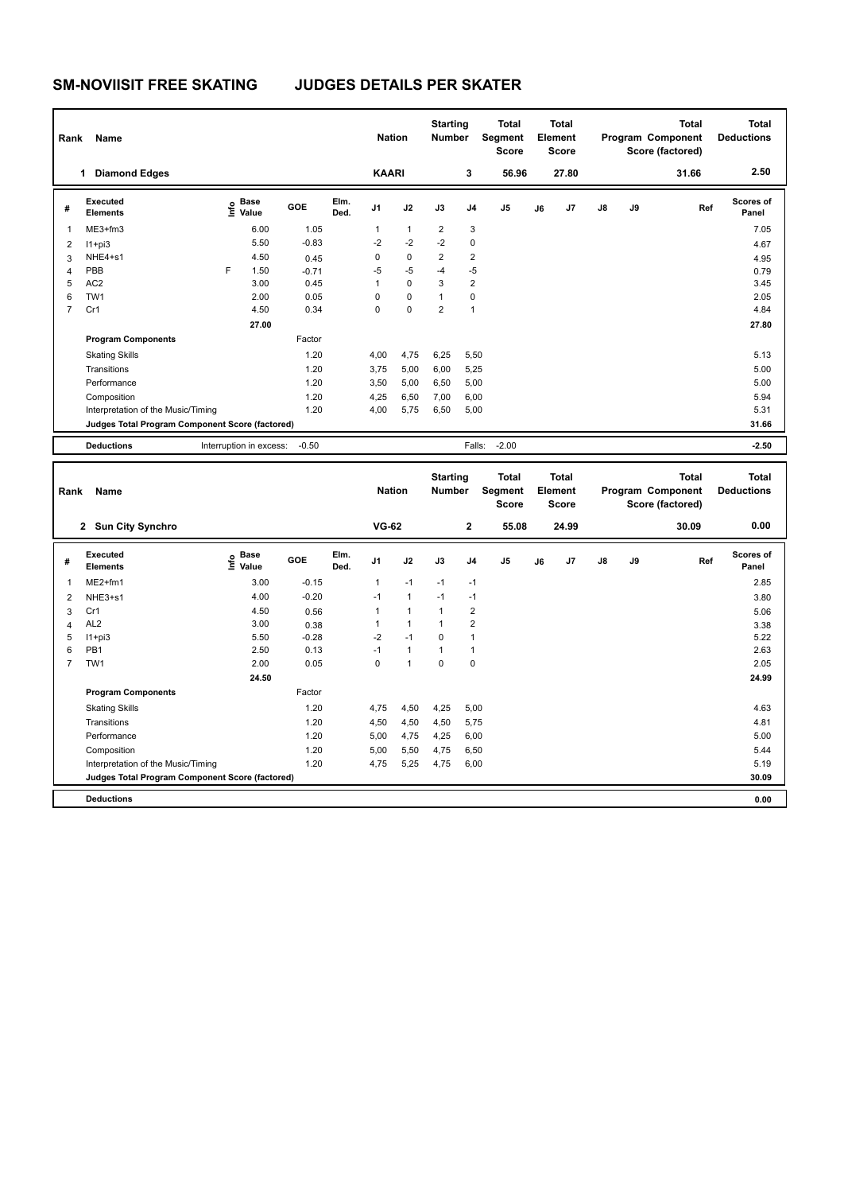# SM-NOVIISIT FREE SKATING JUDGES DETAILS PER SKATER

| Rank | Name | Nation | Starting Number | Total Segment Score | Total Element Score | Total Program Component Score (factored) | Total Deductions |
|---|---|---|---|---|---|---|---|
| 1 | Diamond Edges | KAARI | 3 | 56.96 | 27.80 | 31.66 | 2.50 |

| # | Executed Elements | Info | Base Value | GOE | Elm. Ded. | J1 | J2 | J3 | J4 | J5 | J6 | J7 | J8 | J9 | Ref | Scores of Panel |
|---|---|---|---|---|---|---|---|---|---|---|---|---|---|---|---|---|
| 1 | ME3+fm3 | | 6.00 | 1.05 | | 1 | 1 | 2 | 3 | | | | | | | 7.05 |
| 2 | I1+pi3 | | 5.50 | -0.83 | | -2 | -2 | -2 | 0 | | | | | | | 4.67 |
| 3 | NHE4+s1 | | 4.50 | 0.45 | | 0 | 0 | 2 | 2 | | | | | | | 4.95 |
| 4 | PBB | F | 1.50 | -0.71 | | -5 | -5 | -4 | -5 | | | | | | | 0.79 |
| 5 | AC2 | | 3.00 | 0.45 | | 1 | 0 | 3 | 2 | | | | | | | 3.45 |
| 6 | TW1 | | 2.00 | 0.05 | | 0 | 0 | 1 | 0 | | | | | | | 2.05 |
| 7 | Cr1 | | 4.50 | 0.34 | | 0 | 0 | 2 | 1 | | | | | | | 4.84 |
| | | | 27.00 | | | | | | | | | | | | | 27.80 |
| | **Program Components** | | | Factor | | | | | | | | | | | | |
| | Skating Skills | | | 1.20 | | 4,00 | 4,75 | 6,25 | 5,50 | | | | | | | 5.13 |
| | Transitions | | | 1.20 | | 3,75 | 5,00 | 6,00 | 5,25 | | | | | | | 5.00 |
| | Performance | | | 1.20 | | 3,50 | 5,00 | 6,50 | 5,00 | | | | | | | 5.00 |
| | Composition | | | 1.20 | | 4,25 | 6,50 | 7,00 | 6,00 | | | | | | | 5.94 |
| | Interpretation of the Music/Timing | | | 1.20 | | 4,00 | 5,75 | 6,50 | 5,00 | | | | | | | 5.31 |
| | **Judges Total Program Component Score (factored)** | | | | | | | | | | | | | | | 31.66 |
| | **Deductions** | Interruption in excess: | -0.50 | | | | | | Falls: | -2.00 | | | | | | -2.50 |

| Rank | Name | Nation | Starting Number | Total Segment Score | Total Element Score | Total Program Component Score (factored) | Total Deductions |
|---|---|---|---|---|---|---|---|
| 2 | Sun City Synchro | VG-62 | 2 | 55.08 | 24.99 | 30.09 | 0.00 |

| # | Executed Elements | Info | Base Value | GOE | Elm. Ded. | J1 | J2 | J3 | J4 | J5 | J6 | J7 | J8 | J9 | Ref | Scores of Panel |
|---|---|---|---|---|---|---|---|---|---|---|---|---|---|---|---|---|
| 1 | ME2+fm1 | | 3.00 | -0.15 | | 1 | -1 | -1 | -1 | | | | | | | 2.85 |
| 2 | NHE3+s1 | | 4.00 | -0.20 | | -1 | 1 | -1 | -1 | | | | | | | 3.80 |
| 3 | Cr1 | | 4.50 | 0.56 | | 1 | 1 | 1 | 2 | | | | | | | 5.06 |
| 4 | AL2 | | 3.00 | 0.38 | | 1 | 1 | 1 | 2 | | | | | | | 3.38 |
| 5 | I1+pi3 | | 5.50 | -0.28 | | -2 | -1 | 0 | 1 | | | | | | | 5.22 |
| 6 | PB1 | | 2.50 | 0.13 | | -1 | 1 | 1 | 1 | | | | | | | 2.63 |
| 7 | TW1 | | 2.00 | 0.05 | | 0 | 1 | 0 | 0 | | | | | | | 2.05 |
| | | | 24.50 | | | | | | | | | | | | | 24.99 |
| | **Program Components** | | | Factor | | | | | | | | | | | | |
| | Skating Skills | | | 1.20 | | 4,75 | 4,50 | 4,25 | 5,00 | | | | | | | 4.63 |
| | Transitions | | | 1.20 | | 4,50 | 4,50 | 4,50 | 5,75 | | | | | | | 4.81 |
| | Performance | | | 1.20 | | 5,00 | 4,75 | 4,25 | 6,00 | | | | | | | 5.00 |
| | Composition | | | 1.20 | | 5,00 | 5,50 | 4,75 | 6,50 | | | | | | | 5.44 |
| | Interpretation of the Music/Timing | | | 1.20 | | 4,75 | 5,25 | 4,75 | 6,00 | | | | | | | 5.19 |
| | **Judges Total Program Component Score (factored)** | | | | | | | | | | | | | | | 30.09 |
| | **Deductions** | | | | | | | | | | | | | | | 0.00 |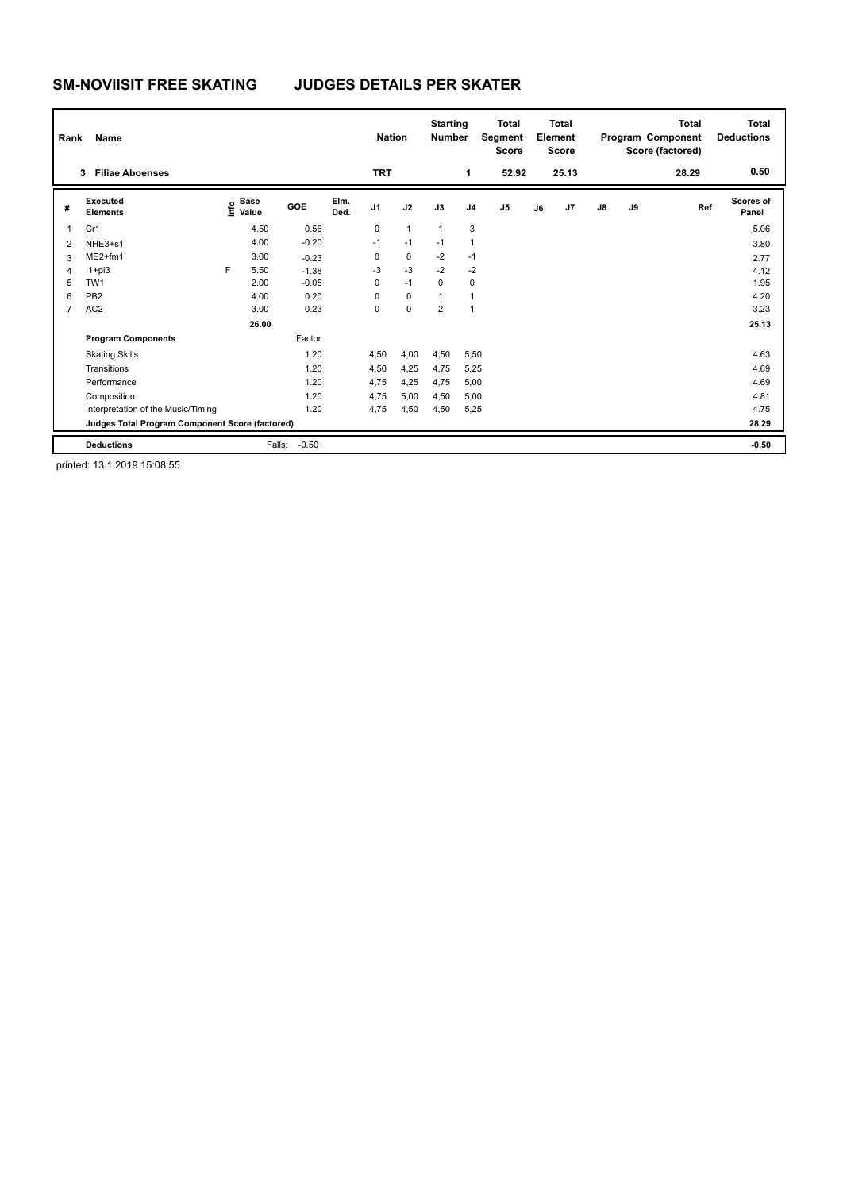# SM-NOVIISIT FREE SKATING JUDGES DETAILS PER SKATER

| Rank | Name | Nation | Starting Number | Total Segment Score | Total Element Score | Total Program Component Score (factored) | Total Deductions |
|---|---|---|---|---|---|---|---|
| 3 | Filiae Aboenses | TRT | 1 | 52.92 | 25.13 | 28.29 | 0.50 |

| # | Executed Elements | Info | Base Value | GOE | Elm. Ded. | J1 | J2 | J3 | J4 | J5 | J6 | J7 | J8 | J9 | Ref | Scores of Panel |
|---|---|---|---|---|---|---|---|---|---|---|---|---|---|---|---|---|
| 1 | Cr1 | | 4.50 | 0.56 | | 0 | 1 | 1 | 3 | | | | | | | 5.06 |
| 2 | NHE3+s1 | | 4.00 | -0.20 | | -1 | -1 | -1 | 1 | | | | | | | 3.80 |
| 3 | ME2+fm1 | | 3.00 | -0.23 | | 0 | 0 | -2 | -1 | | | | | | | 2.77 |
| 4 | I1+pi3 | F | 5.50 | -1.38 | | -3 | -3 | -2 | -2 | | | | | | | 4.12 |
| 5 | TW1 | | 2.00 | -0.05 | | 0 | -1 | 0 | 0 | | | | | | | 1.95 |
| 6 | PB2 | | 4.00 | 0.20 | | 0 | 0 | 1 | 1 | | | | | | | 4.20 |
| 7 | AC2 | | 3.00 | 0.23 | | 0 | 0 | 2 | 1 | | | | | | | 3.23 |
| | | | 26.00 | | | | | | | | | | | | | 25.13 |
| | **Program Components** | | | Factor | | | | | | | | | | | | |
| | Skating Skills | | | 1.20 | | 4,50 | 4,00 | 4,50 | 5,50 | | | | | | | 4.63 |
| | Transitions | | | 1.20 | | 4,50 | 4,25 | 4,75 | 5,25 | | | | | | | 4.69 |
| | Performance | | | 1.20 | | 4,75 | 4,25 | 4,75 | 5,00 | | | | | | | 4.69 |
| | Composition | | | 1.20 | | 4,75 | 5,00 | 4,50 | 5,00 | | | | | | | 4.81 |
| | Interpretation of the Music/Timing | | | 1.20 | | 4,75 | 4,50 | 4,50 | 5,25 | | | | | | | 4.75 |
| | **Judges Total Program Component Score (factored)** | | | | | | | | | | | | | | | 28.29 |
| | **Deductions** | | Falls: | -0.50 | | | | | | | | | | | | -0.50 |

printed: 13.1.2019 15:08:55